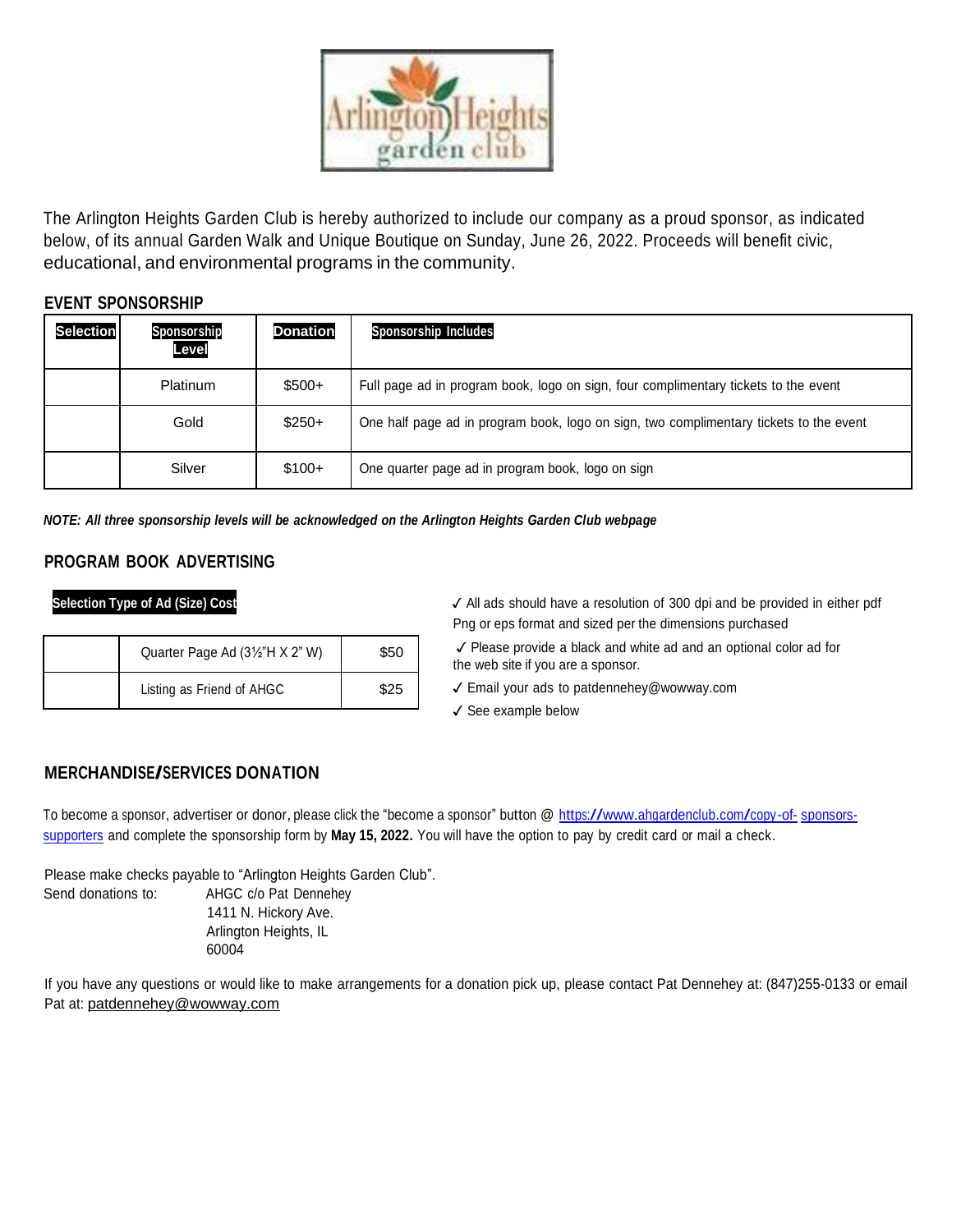The Arlington Heights Garden Club is hereby authorized to include our company as a proud sponsor, as indicated below, of its annual Garden Walk and Unique Boutique on Sunday, June 26, 2022. Proceeds will benefit civic, educational, and environmental programs in the community.

## EVENT SPONSORSHIP

| Selection | Sponsorship Level | Donation | Sponsorship Includes |
|---|---|---|---|
| | Platinum | $500+ | Full page ad in program book, logo on sign, four complimentary tickets to the event |
| | Gold | $250+ | One half page ad in program book, logo on sign, two complimentary tickets to the event |
| | Silver | $100+ | One quarter page ad in program book, logo on sign |

***NOTE: All three sponsorship levels will be acknowledged on the Arlington Heights Garden Club webpage***

## PROGRAM BOOK ADVERTISING

| Selection | Type of Ad (Size) | Cost |
|---|---|---|
| | Quarter Page Ad (3½"H X 2" W) | $50 |
| | Listing as Friend of AHGC | $25 |

- ✓ All ads should have a resolution of 300 dpi and be provided in either pdf Png or eps format and sized per the dimensions purchased
- ✓ Please provide a black and white ad and an optional color ad for the web site if you are a sponsor.
- ✓ Email your ads to patdennehey@wowway.com
- ✓ See example below

## MERCHANDISE/SERVICES DONATION

To become a sponsor, advertiser or donor, please click the "become a sponsor" button @ https://www.ahgardenclub.com/copy-of- sponsors-supporters and complete the sponsorship form by **May 15, 2022.** You will have the option to pay by credit card or mail a check.

Please make checks payable to "Arlington Heights Garden Club".

Send donations to:

AHGC c/o Pat Dennehey
1411 N. Hickory Ave.
Arlington Heights, IL
60004

If you have any questions or would like to make arrangements for a donation pick up, please contact Pat Dennehey at: (847)255-0133 or email Pat at: patdennehey@wowway.com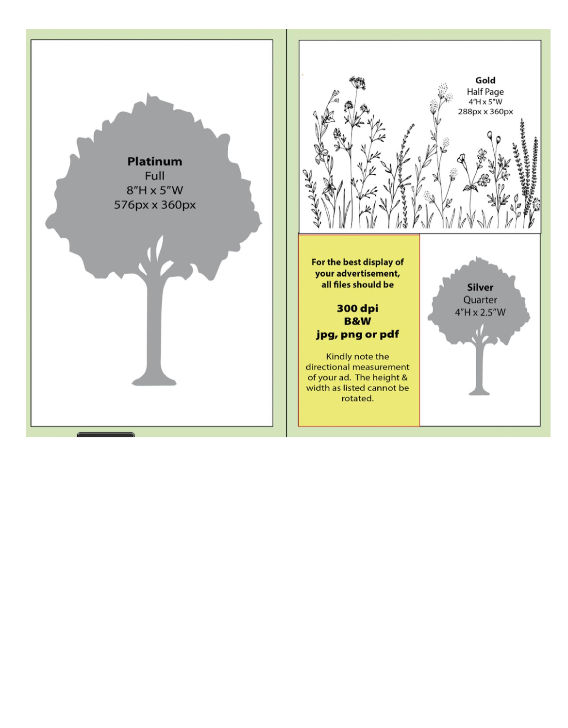**Platinum**
Full
8"H x 5"W
576px x 360px

**Gold**
Half Page
4"H x 5"W
288px x 360px

**For the best display of your advertisement, all files should be**

**300 dpi**
**B&W**
**jpg, png or pdf**

Kindly note the directional measurement of your ad. The height & width as listed cannot be rotated.

**Silver**
Quarter
4"H x 2.5"W